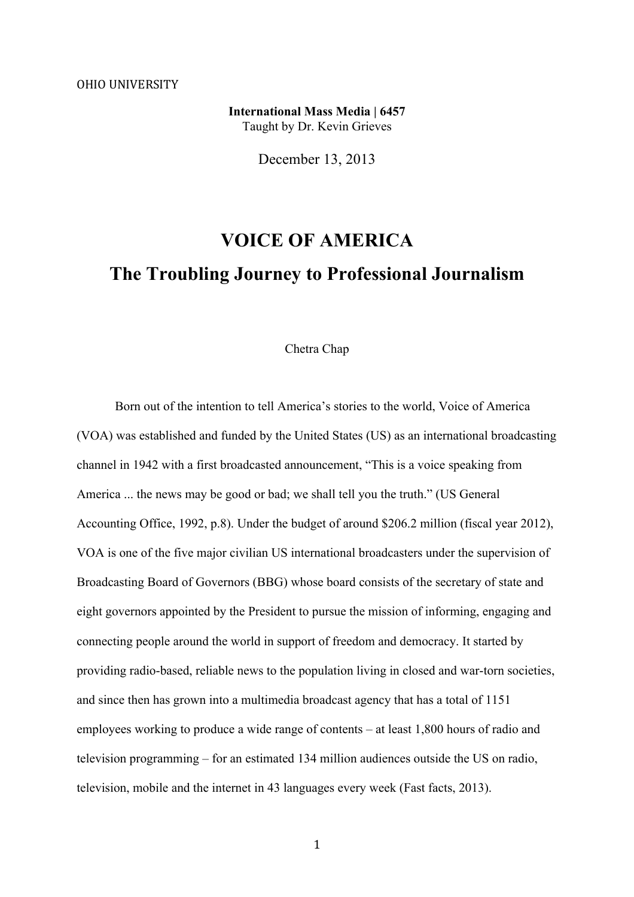OHIO UNIVERSITY

**International Mass Media | 6457**
Taught by Dr. Kevin Grieves

December 13, 2013

# VOICE OF AMERICA
## The Troubling Journey to Professional Journalism

Chetra Chap

Born out of the intention to tell America's stories to the world, Voice of America (VOA) was established and funded by the United States (US) as an international broadcasting channel in 1942 with a first broadcasted announcement, "This is a voice speaking from America ... the news may be good or bad; we shall tell you the truth." (US General Accounting Office, 1992, p.8). Under the budget of around $206.2 million (fiscal year 2012), VOA is one of the five major civilian US international broadcasters under the supervision of Broadcasting Board of Governors (BBG) whose board consists of the secretary of state and eight governors appointed by the President to pursue the mission of informing, engaging and connecting people around the world in support of freedom and democracy. It started by providing radio-based, reliable news to the population living in closed and war-torn societies, and since then has grown into a multimedia broadcast agency that has a total of 1151 employees working to produce a wide range of contents – at least 1,800 hours of radio and television programming – for an estimated 134 million audiences outside the US on radio, television, mobile and the internet in 43 languages every week (Fast facts, 2013).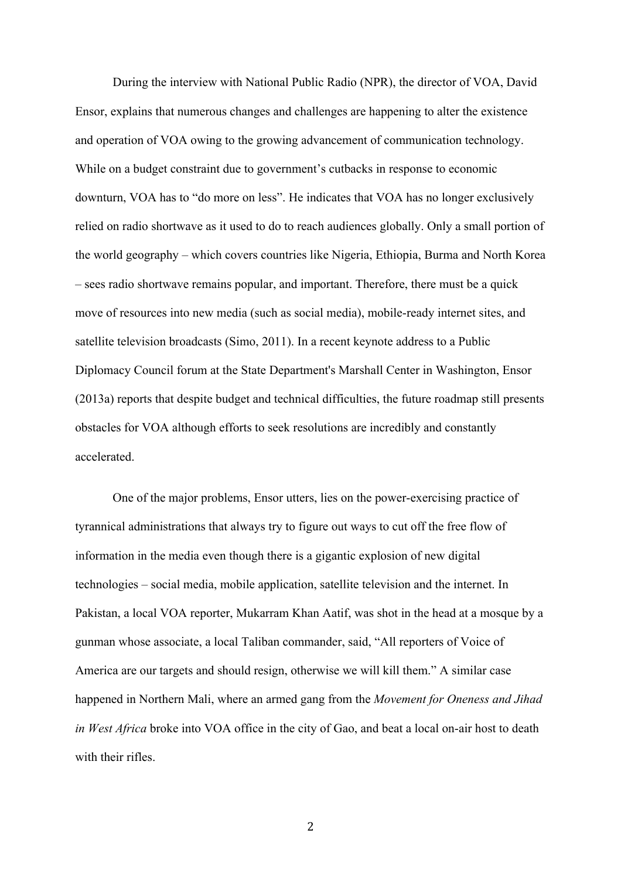During the interview with National Public Radio (NPR), the director of VOA, David Ensor, explains that numerous changes and challenges are happening to alter the existence and operation of VOA owing to the growing advancement of communication technology. While on a budget constraint due to government's cutbacks in response to economic downturn, VOA has to "do more on less". He indicates that VOA has no longer exclusively relied on radio shortwave as it used to do to reach audiences globally. Only a small portion of the world geography – which covers countries like Nigeria, Ethiopia, Burma and North Korea – sees radio shortwave remains popular, and important. Therefore, there must be a quick move of resources into new media (such as social media), mobile-ready internet sites, and satellite television broadcasts (Simo, 2011). In a recent keynote address to a Public Diplomacy Council forum at the State Department's Marshall Center in Washington, Ensor (2013a) reports that despite budget and technical difficulties, the future roadmap still presents obstacles for VOA although efforts to seek resolutions are incredibly and constantly accelerated.

One of the major problems, Ensor utters, lies on the power-exercising practice of tyrannical administrations that always try to figure out ways to cut off the free flow of information in the media even though there is a gigantic explosion of new digital technologies – social media, mobile application, satellite television and the internet. In Pakistan, a local VOA reporter, Mukarram Khan Aatif, was shot in the head at a mosque by a gunman whose associate, a local Taliban commander, said, "All reporters of Voice of America are our targets and should resign, otherwise we will kill them." A similar case happened in Northern Mali, where an armed gang from the *Movement for Oneness and Jihad in West Africa* broke into VOA office in the city of Gao, and beat a local on-air host to death with their rifles.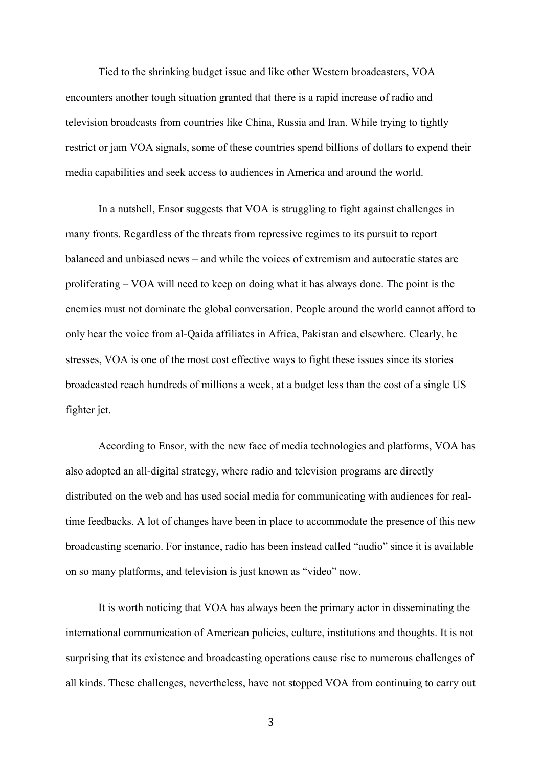Tied to the shrinking budget issue and like other Western broadcasters, VOA encounters another tough situation granted that there is a rapid increase of radio and television broadcasts from countries like China, Russia and Iran. While trying to tightly restrict or jam VOA signals, some of these countries spend billions of dollars to expend their media capabilities and seek access to audiences in America and around the world.

In a nutshell, Ensor suggests that VOA is struggling to fight against challenges in many fronts. Regardless of the threats from repressive regimes to its pursuit to report balanced and unbiased news – and while the voices of extremism and autocratic states are proliferating – VOA will need to keep on doing what it has always done. The point is the enemies must not dominate the global conversation. People around the world cannot afford to only hear the voice from al-Qaida affiliates in Africa, Pakistan and elsewhere. Clearly, he stresses, VOA is one of the most cost effective ways to fight these issues since its stories broadcasted reach hundreds of millions a week, at a budget less than the cost of a single US fighter jet.

According to Ensor, with the new face of media technologies and platforms, VOA has also adopted an all-digital strategy, where radio and television programs are directly distributed on the web and has used social media for communicating with audiences for real-time feedbacks. A lot of changes have been in place to accommodate the presence of this new broadcasting scenario. For instance, radio has been instead called "audio" since it is available on so many platforms, and television is just known as "video" now.

It is worth noticing that VOA has always been the primary actor in disseminating the international communication of American policies, culture, institutions and thoughts. It is not surprising that its existence and broadcasting operations cause rise to numerous challenges of all kinds. These challenges, nevertheless, have not stopped VOA from continuing to carry out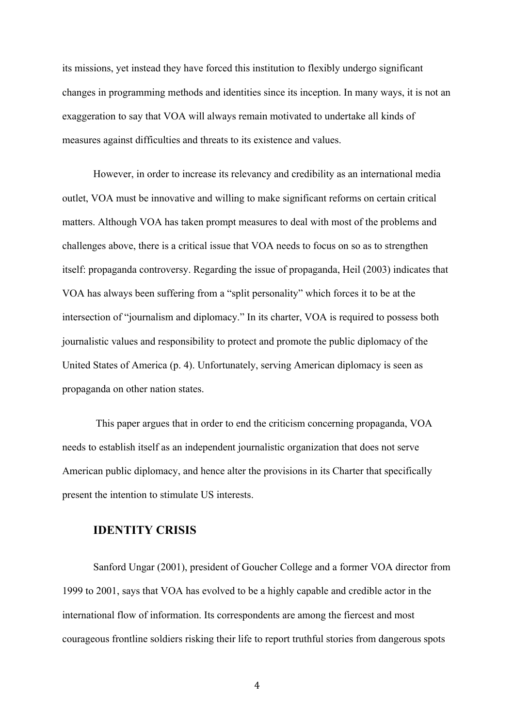its missions, yet instead they have forced this institution to flexibly undergo significant changes in programming methods and identities since its inception. In many ways, it is not an exaggeration to say that VOA will always remain motivated to undertake all kinds of measures against difficulties and threats to its existence and values.

However, in order to increase its relevancy and credibility as an international media outlet, VOA must be innovative and willing to make significant reforms on certain critical matters. Although VOA has taken prompt measures to deal with most of the problems and challenges above, there is a critical issue that VOA needs to focus on so as to strengthen itself: propaganda controversy. Regarding the issue of propaganda, Heil (2003) indicates that VOA has always been suffering from a "split personality" which forces it to be at the intersection of "journalism and diplomacy." In its charter, VOA is required to possess both journalistic values and responsibility to protect and promote the public diplomacy of the United States of America (p. 4). Unfortunately, serving American diplomacy is seen as propaganda on other nation states.

This paper argues that in order to end the criticism concerning propaganda, VOA needs to establish itself as an independent journalistic organization that does not serve American public diplomacy, and hence alter the provisions in its Charter that specifically present the intention to stimulate US interests.

## IDENTITY CRISIS

Sanford Ungar (2001), president of Goucher College and a former VOA director from 1999 to 2001, says that VOA has evolved to be a highly capable and credible actor in the international flow of information. Its correspondents are among the fiercest and most courageous frontline soldiers risking their life to report truthful stories from dangerous spots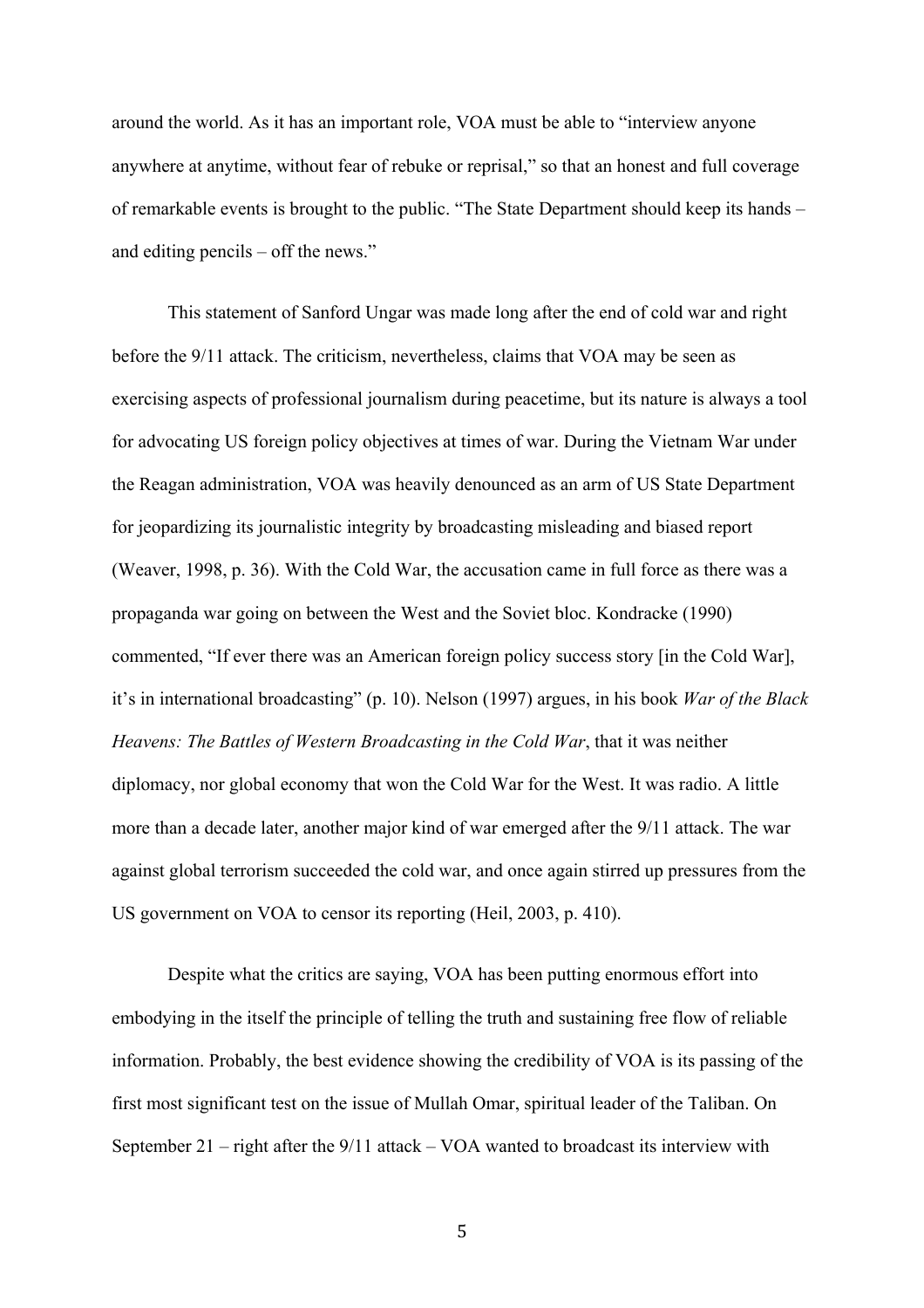around the world. As it has an important role, VOA must be able to "interview anyone anywhere at anytime, without fear of rebuke or reprisal," so that an honest and full coverage of remarkable events is brought to the public. "The State Department should keep its hands – and editing pencils – off the news."

This statement of Sanford Ungar was made long after the end of cold war and right before the 9/11 attack. The criticism, nevertheless, claims that VOA may be seen as exercising aspects of professional journalism during peacetime, but its nature is always a tool for advocating US foreign policy objectives at times of war. During the Vietnam War under the Reagan administration, VOA was heavily denounced as an arm of US State Department for jeopardizing its journalistic integrity by broadcasting misleading and biased report (Weaver, 1998, p. 36). With the Cold War, the accusation came in full force as there was a propaganda war going on between the West and the Soviet bloc. Kondracke (1990) commented, "If ever there was an American foreign policy success story [in the Cold War], it's in international broadcasting" (p. 10). Nelson (1997) argues, in his book *War of the Black Heavens: The Battles of Western Broadcasting in the Cold War*, that it was neither diplomacy, nor global economy that won the Cold War for the West. It was radio. A little more than a decade later, another major kind of war emerged after the 9/11 attack. The war against global terrorism succeeded the cold war, and once again stirred up pressures from the US government on VOA to censor its reporting (Heil, 2003, p. 410).

Despite what the critics are saying, VOA has been putting enormous effort into embodying in the itself the principle of telling the truth and sustaining free flow of reliable information. Probably, the best evidence showing the credibility of VOA is its passing of the first most significant test on the issue of Mullah Omar, spiritual leader of the Taliban. On September 21 – right after the 9/11 attack – VOA wanted to broadcast its interview with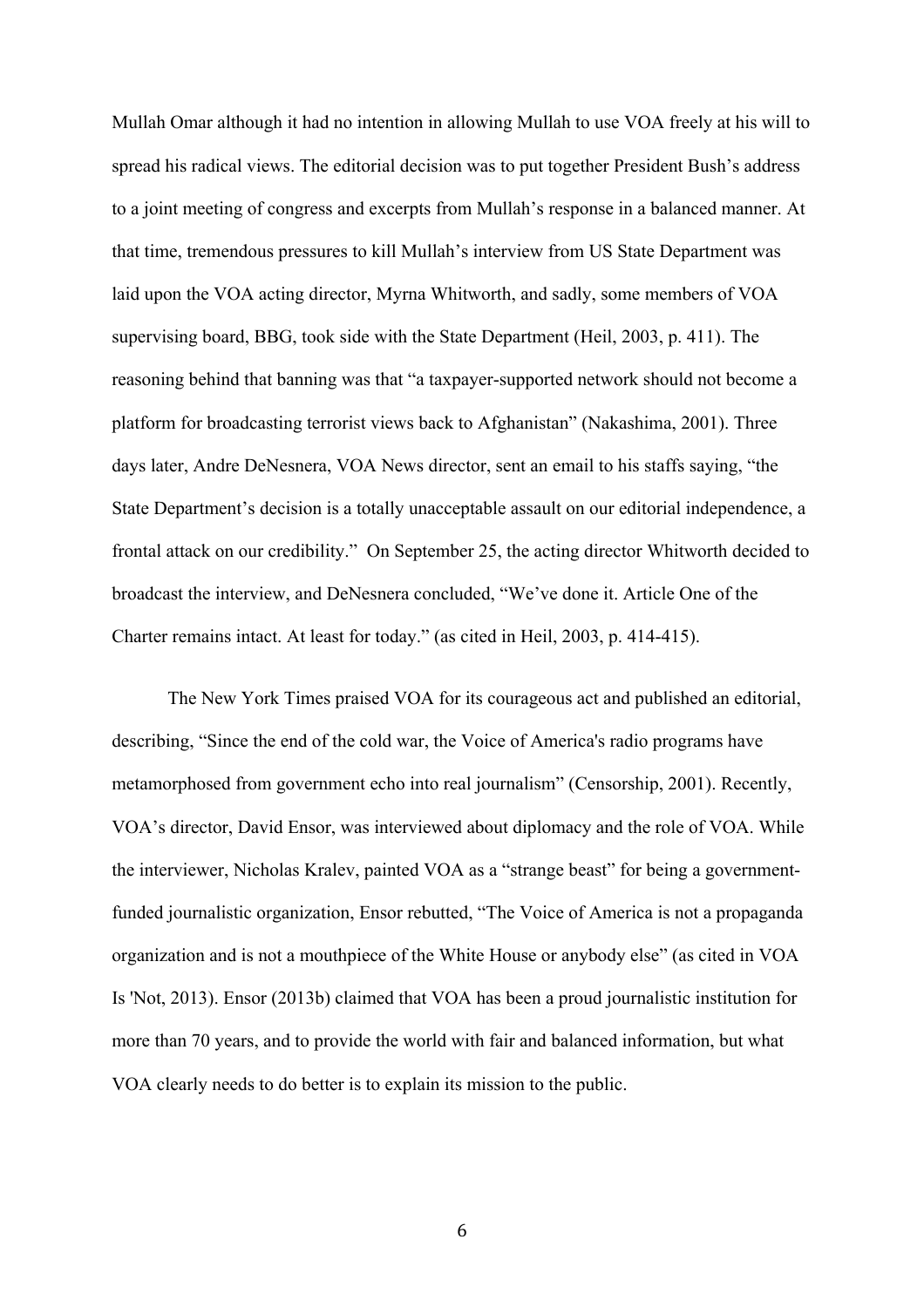Mullah Omar although it had no intention in allowing Mullah to use VOA freely at his will to spread his radical views. The editorial decision was to put together President Bush's address to a joint meeting of congress and excerpts from Mullah's response in a balanced manner. At that time, tremendous pressures to kill Mullah's interview from US State Department was laid upon the VOA acting director, Myrna Whitworth, and sadly, some members of VOA supervising board, BBG, took side with the State Department (Heil, 2003, p. 411). The reasoning behind that banning was that "a taxpayer-supported network should not become a platform for broadcasting terrorist views back to Afghanistan" (Nakashima, 2001). Three days later, Andre DeNesnera, VOA News director, sent an email to his staffs saying, "the State Department's decision is a totally unacceptable assault on our editorial independence, a frontal attack on our credibility." On September 25, the acting director Whitworth decided to broadcast the interview, and DeNesnera concluded, "We've done it. Article One of the Charter remains intact. At least for today." (as cited in Heil, 2003, p. 414-415).

The New York Times praised VOA for its courageous act and published an editorial, describing, "Since the end of the cold war, the Voice of America's radio programs have metamorphosed from government echo into real journalism" (Censorship, 2001). Recently, VOA's director, David Ensor, was interviewed about diplomacy and the role of VOA. While the interviewer, Nicholas Kralev, painted VOA as a "strange beast" for being a government-funded journalistic organization, Ensor rebutted, "The Voice of America is not a propaganda organization and is not a mouthpiece of the White House or anybody else" (as cited in VOA Is 'Not, 2013). Ensor (2013b) claimed that VOA has been a proud journalistic institution for more than 70 years, and to provide the world with fair and balanced information, but what VOA clearly needs to do better is to explain its mission to the public.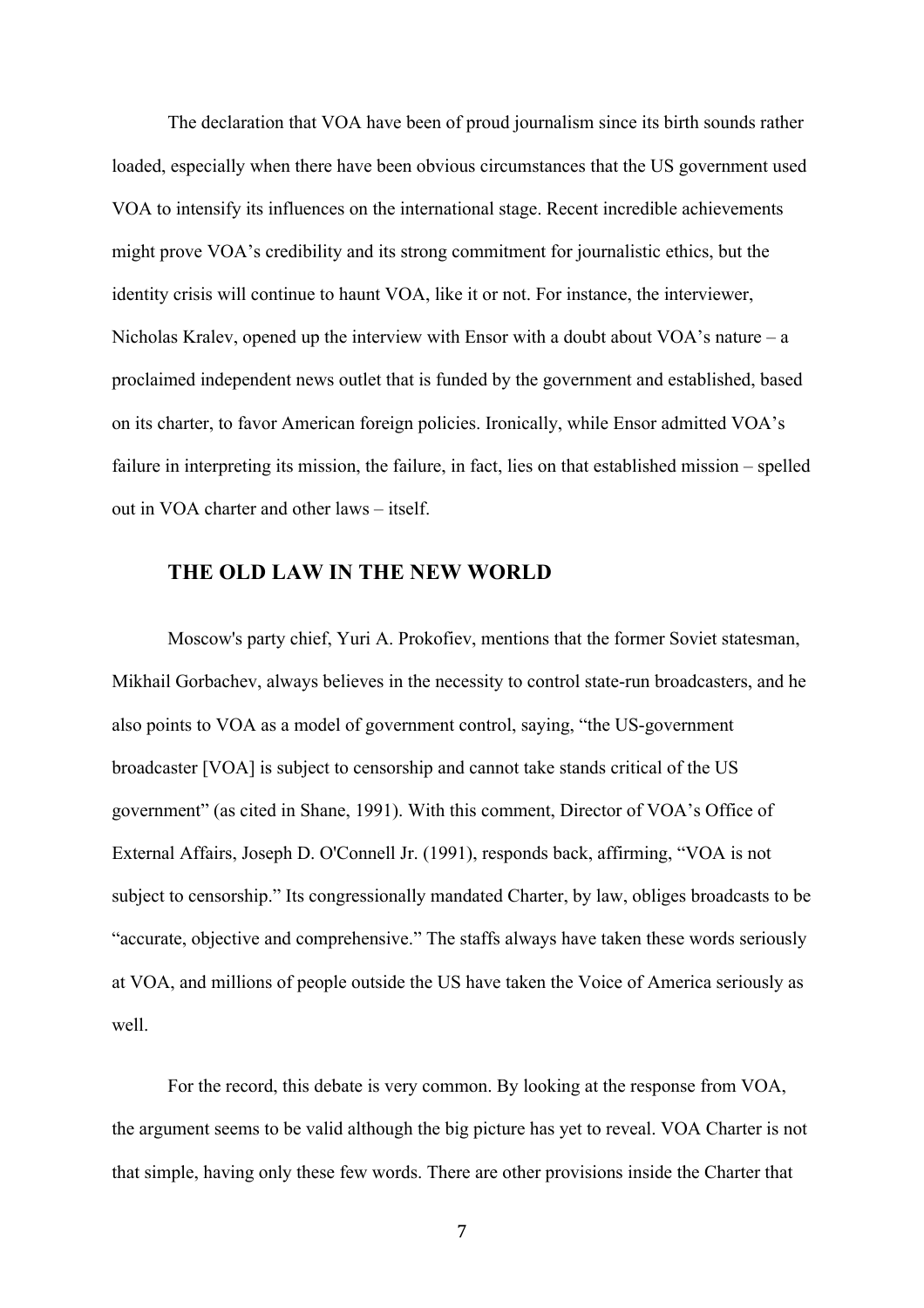The declaration that VOA have been of proud journalism since its birth sounds rather loaded, especially when there have been obvious circumstances that the US government used VOA to intensify its influences on the international stage. Recent incredible achievements might prove VOA's credibility and its strong commitment for journalistic ethics, but the identity crisis will continue to haunt VOA, like it or not. For instance, the interviewer, Nicholas Kralev, opened up the interview with Ensor with a doubt about VOA's nature – a proclaimed independent news outlet that is funded by the government and established, based on its charter, to favor American foreign policies. Ironically, while Ensor admitted VOA's failure in interpreting its mission, the failure, in fact, lies on that established mission – spelled out in VOA charter and other laws – itself.

## THE OLD LAW IN THE NEW WORLD

Moscow's party chief, Yuri A. Prokofiev, mentions that the former Soviet statesman, Mikhail Gorbachev, always believes in the necessity to control state-run broadcasters, and he also points to VOA as a model of government control, saying, "the US-government broadcaster [VOA] is subject to censorship and cannot take stands critical of the US government" (as cited in Shane, 1991). With this comment, Director of VOA's Office of External Affairs, Joseph D. O'Connell Jr. (1991), responds back, affirming, "VOA is not subject to censorship." Its congressionally mandated Charter, by law, obliges broadcasts to be "accurate, objective and comprehensive." The staffs always have taken these words seriously at VOA, and millions of people outside the US have taken the Voice of America seriously as well.

For the record, this debate is very common. By looking at the response from VOA, the argument seems to be valid although the big picture has yet to reveal. VOA Charter is not that simple, having only these few words. There are other provisions inside the Charter that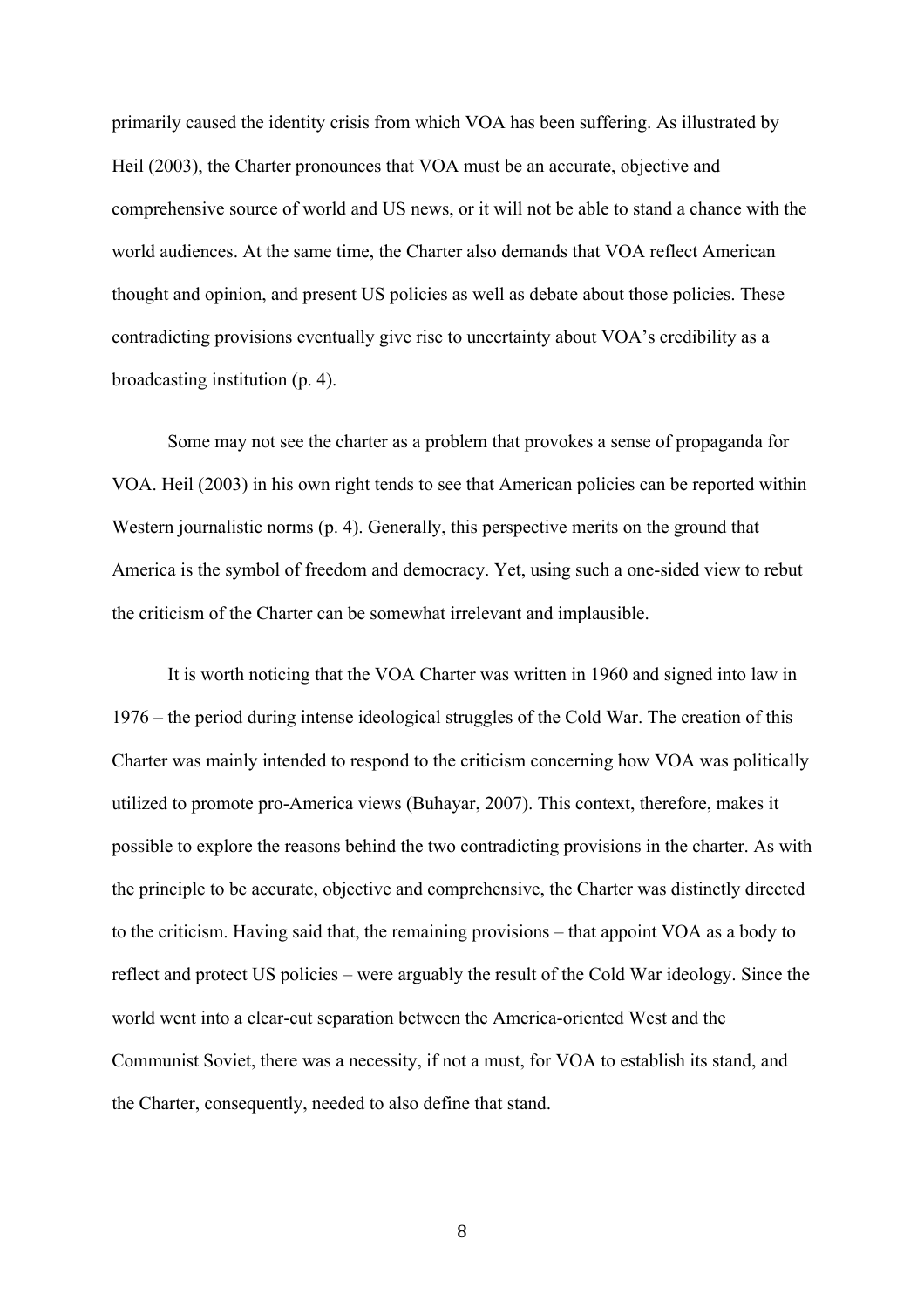primarily caused the identity crisis from which VOA has been suffering. As illustrated by Heil (2003), the Charter pronounces that VOA must be an accurate, objective and comprehensive source of world and US news, or it will not be able to stand a chance with the world audiences. At the same time, the Charter also demands that VOA reflect American thought and opinion, and present US policies as well as debate about those policies. These contradicting provisions eventually give rise to uncertainty about VOA's credibility as a broadcasting institution (p. 4).

Some may not see the charter as a problem that provokes a sense of propaganda for VOA. Heil (2003) in his own right tends to see that American policies can be reported within Western journalistic norms (p. 4). Generally, this perspective merits on the ground that America is the symbol of freedom and democracy. Yet, using such a one-sided view to rebut the criticism of the Charter can be somewhat irrelevant and implausible.

It is worth noticing that the VOA Charter was written in 1960 and signed into law in 1976 – the period during intense ideological struggles of the Cold War. The creation of this Charter was mainly intended to respond to the criticism concerning how VOA was politically utilized to promote pro-America views (Buhayar, 2007). This context, therefore, makes it possible to explore the reasons behind the two contradicting provisions in the charter. As with the principle to be accurate, objective and comprehensive, the Charter was distinctly directed to the criticism. Having said that, the remaining provisions – that appoint VOA as a body to reflect and protect US policies – were arguably the result of the Cold War ideology. Since the world went into a clear-cut separation between the America-oriented West and the Communist Soviet, there was a necessity, if not a must, for VOA to establish its stand, and the Charter, consequently, needed to also define that stand.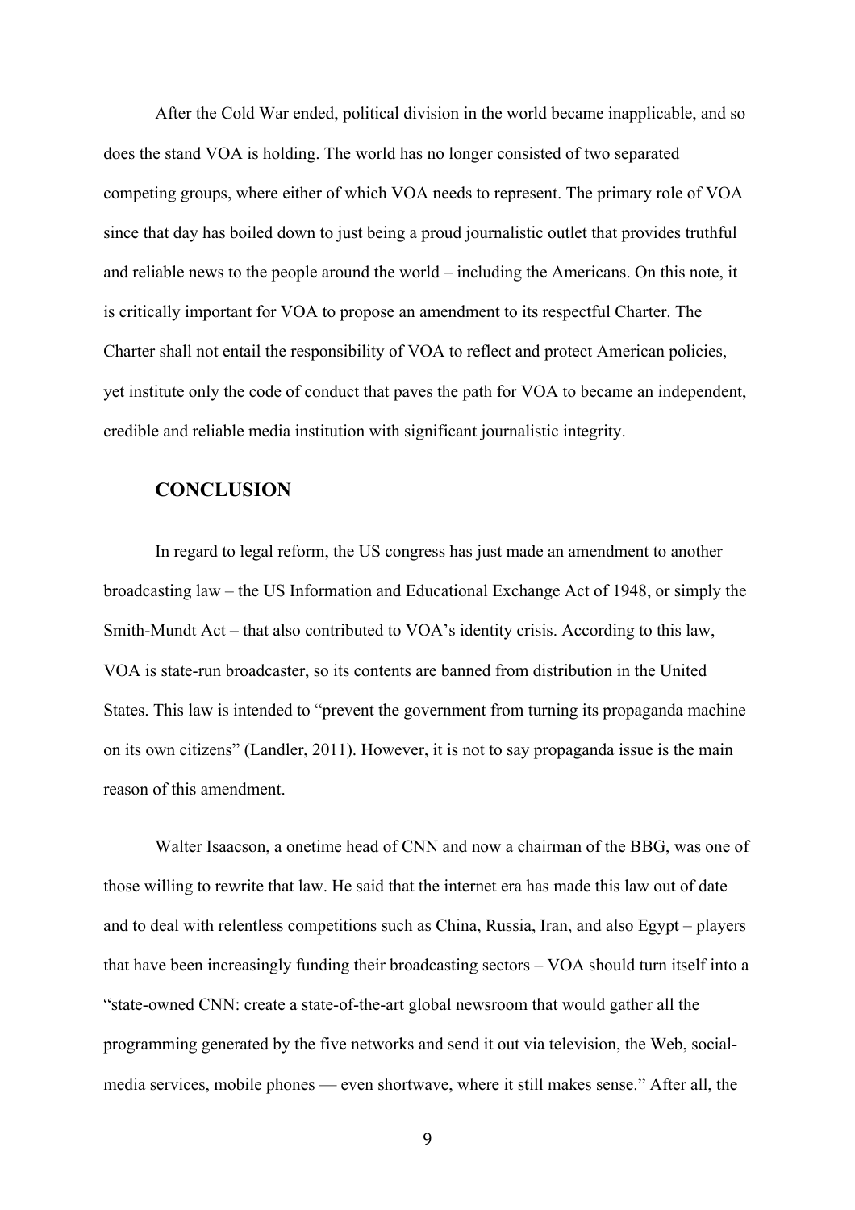After the Cold War ended, political division in the world became inapplicable, and so does the stand VOA is holding. The world has no longer consisted of two separated competing groups, where either of which VOA needs to represent. The primary role of VOA since that day has boiled down to just being a proud journalistic outlet that provides truthful and reliable news to the people around the world – including the Americans. On this note, it is critically important for VOA to propose an amendment to its respectful Charter. The Charter shall not entail the responsibility of VOA to reflect and protect American policies, yet institute only the code of conduct that paves the path for VOA to became an independent, credible and reliable media institution with significant journalistic integrity.

## CONCLUSION

In regard to legal reform, the US congress has just made an amendment to another broadcasting law – the US Information and Educational Exchange Act of 1948, or simply the Smith-Mundt Act – that also contributed to VOA's identity crisis. According to this law, VOA is state-run broadcaster, so its contents are banned from distribution in the United States. This law is intended to "prevent the government from turning its propaganda machine on its own citizens" (Landler, 2011). However, it is not to say propaganda issue is the main reason of this amendment.

Walter Isaacson, a onetime head of CNN and now a chairman of the BBG, was one of those willing to rewrite that law. He said that the internet era has made this law out of date and to deal with relentless competitions such as China, Russia, Iran, and also Egypt – players that have been increasingly funding their broadcasting sectors – VOA should turn itself into a "state-owned CNN: create a state-of-the-art global newsroom that would gather all the programming generated by the five networks and send it out via television, the Web, social-media services, mobile phones — even shortwave, where it still makes sense." After all, the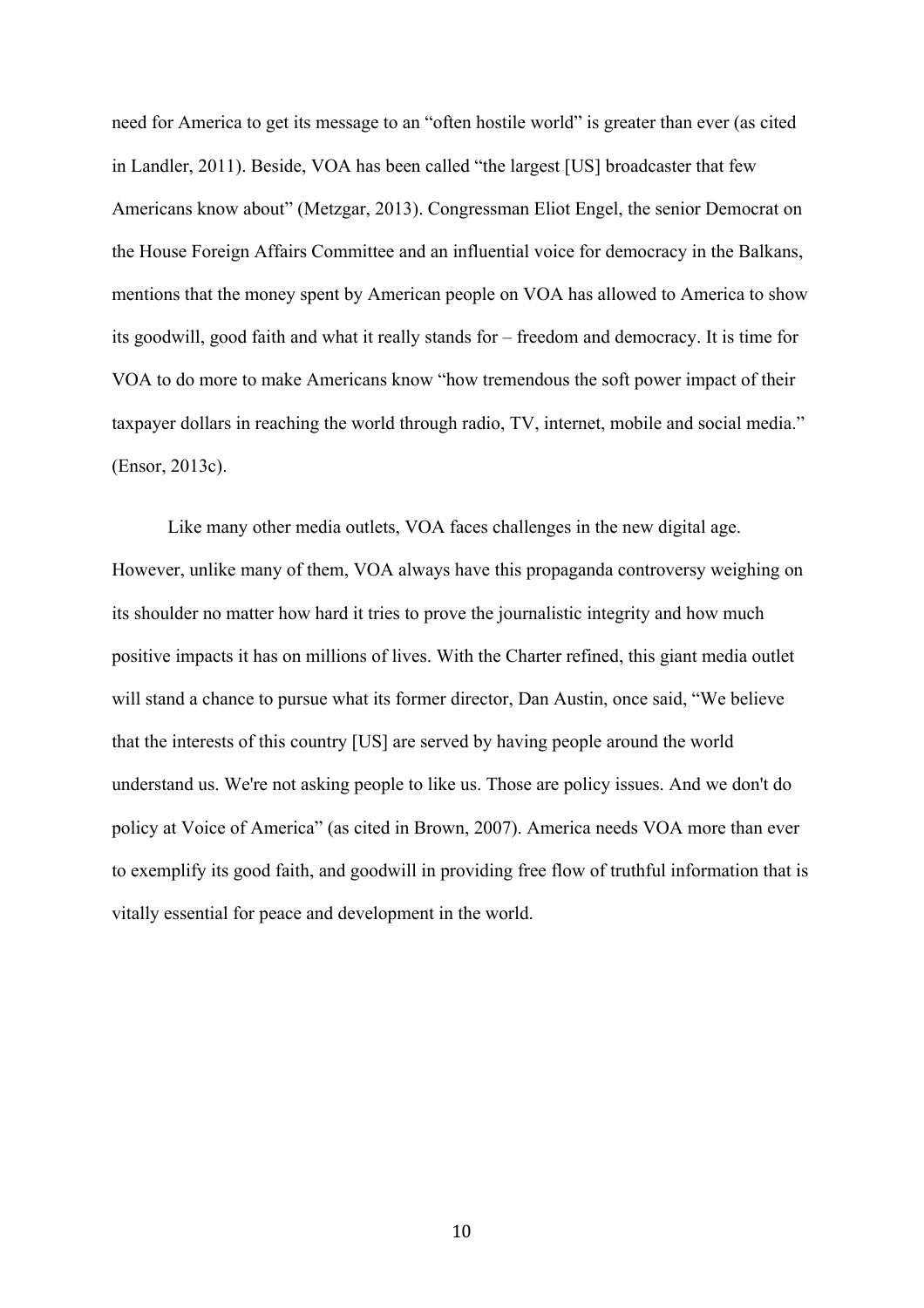need for America to get its message to an "often hostile world" is greater than ever (as cited in Landler, 2011). Beside, VOA has been called "the largest [US] broadcaster that few Americans know about" (Metzgar, 2013). Congressman Eliot Engel, the senior Democrat on the House Foreign Affairs Committee and an influential voice for democracy in the Balkans, mentions that the money spent by American people on VOA has allowed to America to show its goodwill, good faith and what it really stands for – freedom and democracy. It is time for VOA to do more to make Americans know "how tremendous the soft power impact of their taxpayer dollars in reaching the world through radio, TV, internet, mobile and social media." (Ensor, 2013c).

Like many other media outlets, VOA faces challenges in the new digital age. However, unlike many of them, VOA always have this propaganda controversy weighing on its shoulder no matter how hard it tries to prove the journalistic integrity and how much positive impacts it has on millions of lives. With the Charter refined, this giant media outlet will stand a chance to pursue what its former director, Dan Austin, once said, "We believe that the interests of this country [US] are served by having people around the world understand us. We're not asking people to like us. Those are policy issues. And we don't do policy at Voice of America" (as cited in Brown, 2007). America needs VOA more than ever to exemplify its good faith, and goodwill in providing free flow of truthful information that is vitally essential for peace and development in the world.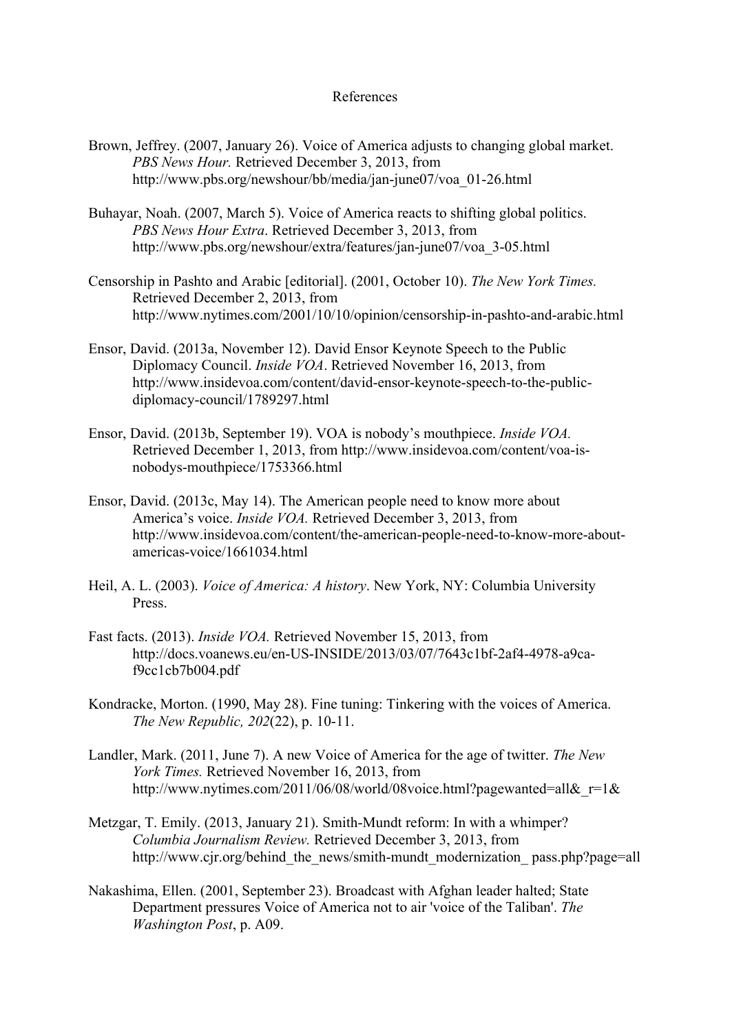# References

Brown, Jeffrey. (2007, January 26). Voice of America adjusts to changing global market. *PBS News Hour.* Retrieved December 3, 2013, from http://www.pbs.org/newshour/bb/media/jan-june07/voa_01-26.html

Buhayar, Noah. (2007, March 5). Voice of America reacts to shifting global politics. *PBS News Hour Extra*. Retrieved December 3, 2013, from http://www.pbs.org/newshour/extra/features/jan-june07/voa_3-05.html

Censorship in Pashto and Arabic [editorial]. (2001, October 10). *The New York Times.* Retrieved December 2, 2013, from http://www.nytimes.com/2001/10/10/opinion/censorship-in-pashto-and-arabic.html

Ensor, David. (2013a, November 12). David Ensor Keynote Speech to the Public Diplomacy Council. *Inside VOA*. Retrieved November 16, 2013, from http://www.insidevoa.com/content/david-ensor-keynote-speech-to-the-public-diplomacy-council/1789297.html

Ensor, David. (2013b, September 19). VOA is nobody's mouthpiece. *Inside VOA.* Retrieved December 1, 2013, from http://www.insidevoa.com/content/voa-is-nobodys-mouthpiece/1753366.html

Ensor, David. (2013c, May 14). The American people need to know more about America's voice. *Inside VOA.* Retrieved December 3, 2013, from http://www.insidevoa.com/content/the-american-people-need-to-know-more-about-americas-voice/1661034.html

Heil, A. L. (2003). *Voice of America: A history*. New York, NY: Columbia University Press.

Fast facts. (2013). *Inside VOA.* Retrieved November 15, 2013, from http://docs.voanews.eu/en-US-INSIDE/2013/03/07/7643c1bf-2af4-4978-a9ca-f9cc1cb7b004.pdf

Kondracke, Morton. (1990, May 28). Fine tuning: Tinkering with the voices of America. *The New Republic, 202*(22), p. 10-11.

Landler, Mark. (2011, June 7). A new Voice of America for the age of twitter. *The New York Times.* Retrieved November 16, 2013, from http://www.nytimes.com/2011/06/08/world/08voice.html?pagewanted=all&_r=1&

Metzgar, T. Emily. (2013, January 21). Smith-Mundt reform: In with a whimper? *Columbia Journalism Review.* Retrieved December 3, 2013, from http://www.cjr.org/behind_the_news/smith-mundt_modernization_ pass.php?page=all

Nakashima, Ellen. (2001, September 23). Broadcast with Afghan leader halted; State Department pressures Voice of America not to air 'voice of the Taliban'. *The Washington Post*, p. A09.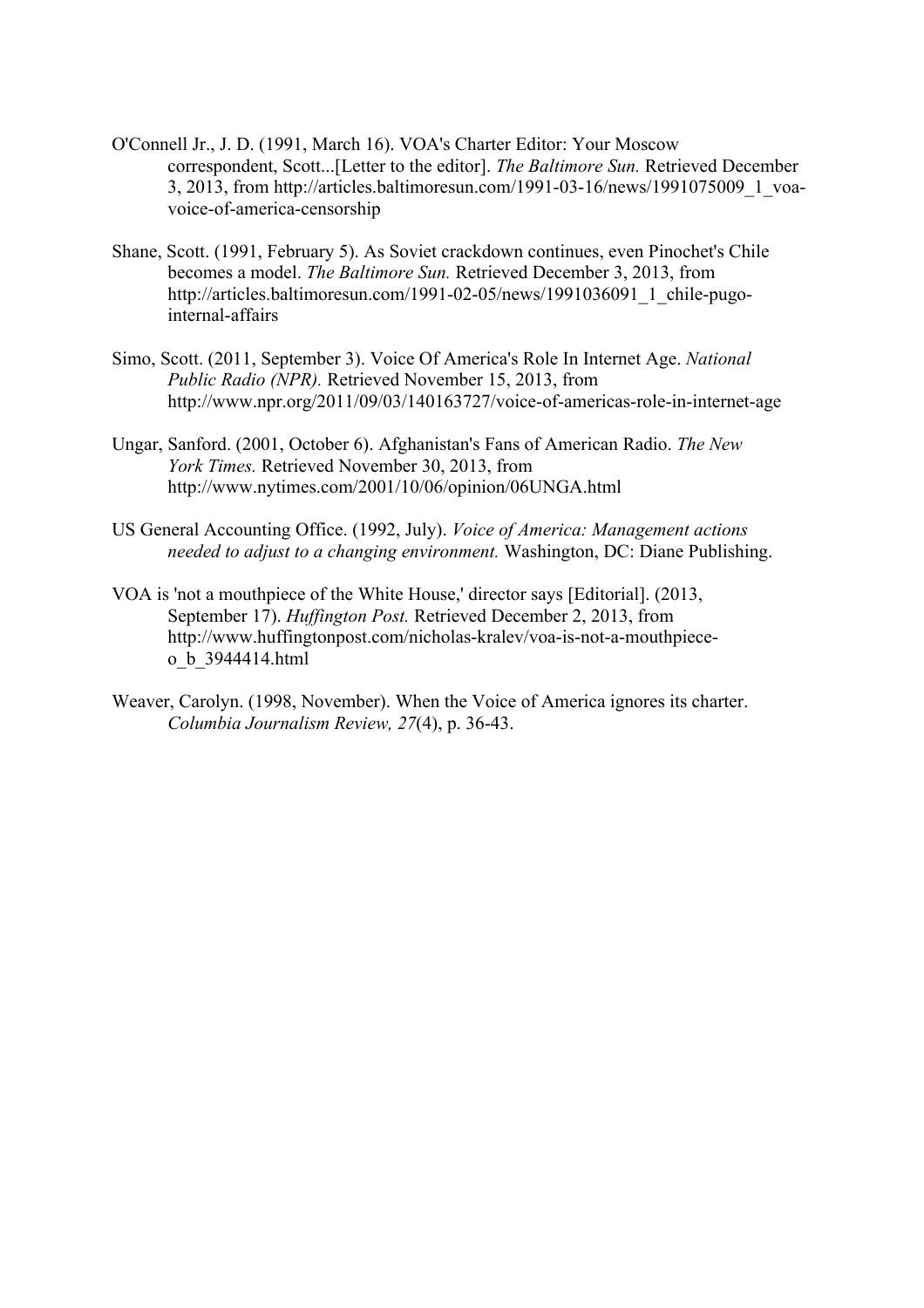O'Connell Jr., J. D. (1991, March 16). VOA's Charter Editor: Your Moscow correspondent, Scott...[Letter to the editor]. *The Baltimore Sun.* Retrieved December 3, 2013, from http://articles.baltimoresun.com/1991-03-16/news/1991075009_1_voa-voice-of-america-censorship

Shane, Scott. (1991, February 5). As Soviet crackdown continues, even Pinochet's Chile becomes a model. *The Baltimore Sun.* Retrieved December 3, 2013, from http://articles.baltimoresun.com/1991-02-05/news/1991036091_1_chile-pugo-internal-affairs

Simo, Scott. (2011, September 3). Voice Of America's Role In Internet Age. *National Public Radio (NPR).* Retrieved November 15, 2013, from http://www.npr.org/2011/09/03/140163727/voice-of-americas-role-in-internet-age

Ungar, Sanford. (2001, October 6). Afghanistan's Fans of American Radio. *The New York Times.* Retrieved November 30, 2013, from http://www.nytimes.com/2001/10/06/opinion/06UNGA.html

US General Accounting Office. (1992, July). *Voice of America: Management actions needed to adjust to a changing environment.* Washington, DC: Diane Publishing.

VOA is 'not a mouthpiece of the White House,' director says [Editorial]. (2013, September 17). *Huffington Post.* Retrieved December 2, 2013, from http://www.huffingtonpost.com/nicholas-kralev/voa-is-not-a-mouthpiece-o_b_3944414.html

Weaver, Carolyn. (1998, November). When the Voice of America ignores its charter. *Columbia Journalism Review, 27*(4), p. 36-43.